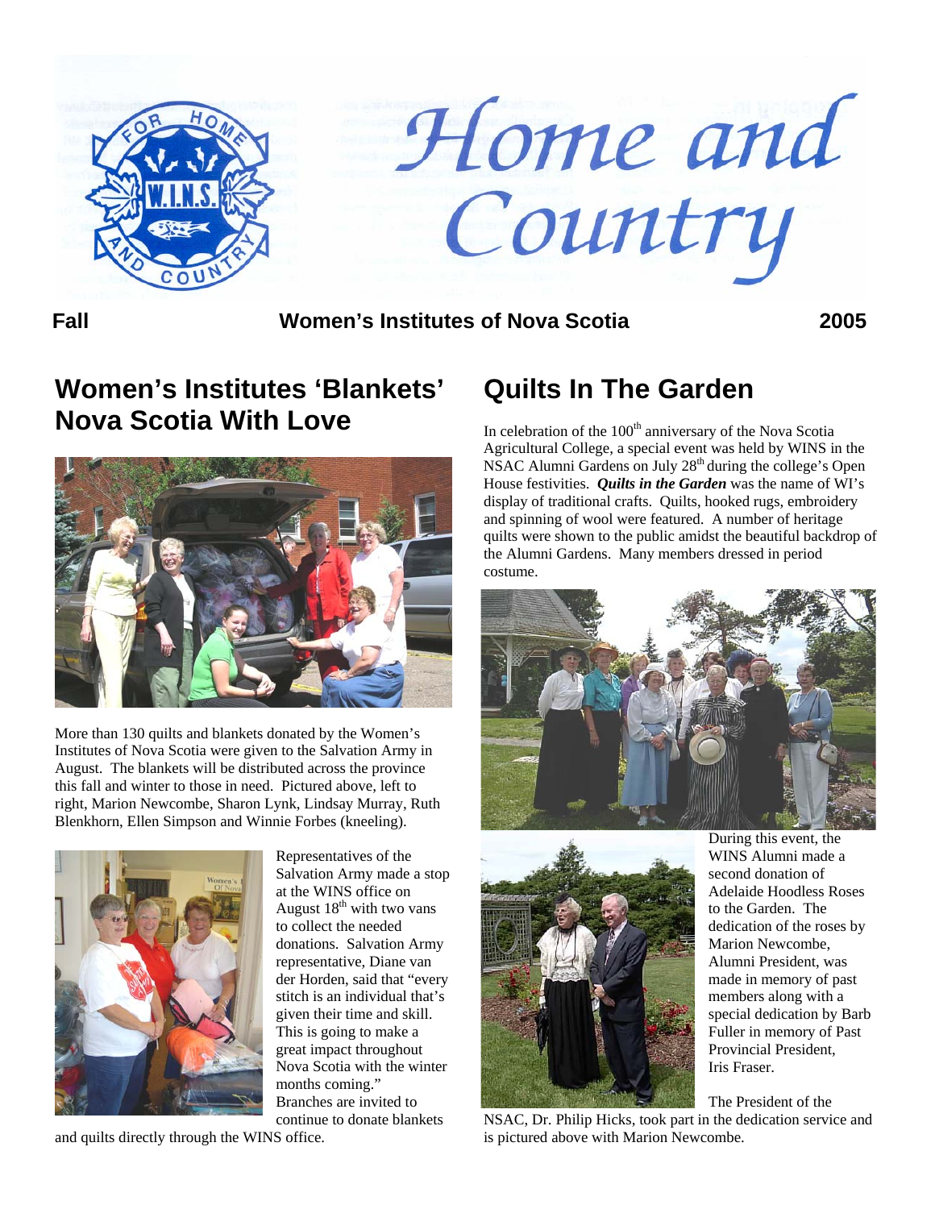# Home and Country

**Fall** **Women's Institutes of Nova Scotia** **2005**

## Women's Institutes 'Blankets' Nova Scotia With Love

More than 130 quilts and blankets donated by the Women's Institutes of Nova Scotia were given to the Salvation Army in August. The blankets will be distributed across the province this fall and winter to those in need. Pictured above, left to right, Marion Newcombe, Sharon Lynk, Lindsay Murray, Ruth Blenkhorn, Ellen Simpson and Winnie Forbes (kneeling).

Representatives of the Salvation Army made a stop at the WINS office on August 18th with two vans to collect the needed donations. Salvation Army representative, Diane van der Horden, said that "every stitch is an individual that's given their time and skill. This is going to make a great impact throughout Nova Scotia with the winter months coming." Branches are invited to continue to donate blankets and quilts directly through the WINS office.

## Quilts In The Garden

In celebration of the 100th anniversary of the Nova Scotia Agricultural College, a special event was held by WINS in the NSAC Alumni Gardens on July 28th during the college's Open House festivities. ***Quilts in the Garden*** was the name of WI's display of traditional crafts. Quilts, hooked rugs, embroidery and spinning of wool were featured. A number of heritage quilts were shown to the public amidst the beautiful backdrop of the Alumni Gardens. Many members dressed in period costume.

During this event, the WINS Alumni made a second donation of Adelaide Hoodless Roses to the Garden. The dedication of the roses by Marion Newcombe, Alumni President, was made in memory of past members along with a special dedication by Barb Fuller in memory of Past Provincial President, Iris Fraser.

The President of the NSAC, Dr. Philip Hicks, took part in the dedication service and is pictured above with Marion Newcombe.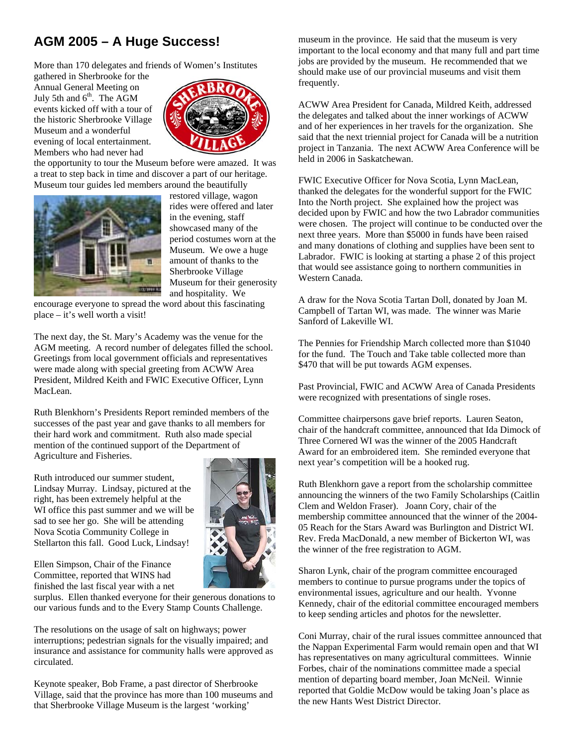## AGM 2005 – A Huge Success!

More than 170 delegates and friends of Women's Institutes gathered in Sherbrooke for the Annual General Meeting on July 5th and 6th. The AGM events kicked off with a tour of the historic Sherbrooke Village Museum and a wonderful evening of local entertainment. Members who had never had the opportunity to tour the Museum before were amazed. It was a treat to step back in time and discover a part of our heritage. Museum tour guides led members around the beautifully restored village, wagon rides were offered and later in the evening, staff showcased many of the period costumes worn at the Museum. We owe a huge amount of thanks to the Sherbrooke Village Museum for their generosity and hospitality. We encourage everyone to spread the word about this fascinating place – it's well worth a visit!

The next day, the St. Mary's Academy was the venue for the AGM meeting. A record number of delegates filled the school. Greetings from local government officials and representatives were made along with special greeting from ACWW Area President, Mildred Keith and FWIC Executive Officer, Lynn MacLean.

Ruth Blenkhorn's Presidents Report reminded members of the successes of the past year and gave thanks to all members for their hard work and commitment. Ruth also made special mention of the continued support of the Department of Agriculture and Fisheries.

Ruth introduced our summer student, Lindsay Murray. Lindsay, pictured at the right, has been extremely helpful at the WI office this past summer and we will be sad to see her go. She will be attending Nova Scotia Community College in Stellarton this fall. Good Luck, Lindsay!

Ellen Simpson, Chair of the Finance Committee, reported that WINS had finished the last fiscal year with a net surplus. Ellen thanked everyone for their generous donations to our various funds and to the Every Stamp Counts Challenge.

The resolutions on the usage of salt on highways; power interruptions; pedestrian signals for the visually impaired; and insurance and assistance for community halls were approved as circulated.

Keynote speaker, Bob Frame, a past director of Sherbrooke Village, said that the province has more than 100 museums and that Sherbrooke Village Museum is the largest 'working' museum in the province. He said that the museum is very important to the local economy and that many full and part time jobs are provided by the museum. He recommended that we should make use of our provincial museums and visit them frequently.

ACWW Area President for Canada, Mildred Keith, addressed the delegates and talked about the inner workings of ACWW and of her experiences in her travels for the organization. She said that the next triennial project for Canada will be a nutrition project in Tanzania. The next ACWW Area Conference will be held in 2006 in Saskatchewan.

FWIC Executive Officer for Nova Scotia, Lynn MacLean, thanked the delegates for the wonderful support for the FWIC Into the North project. She explained how the project was decided upon by FWIC and how the two Labrador communities were chosen. The project will continue to be conducted over the next three years. More than $5000 in funds have been raised and many donations of clothing and supplies have been sent to Labrador. FWIC is looking at starting a phase 2 of this project that would see assistance going to northern communities in Western Canada.

A draw for the Nova Scotia Tartan Doll, donated by Joan M. Campbell of Tartan WI, was made. The winner was Marie Sanford of Lakeville WI.

The Pennies for Friendship March collected more than $1040 for the fund. The Touch and Take table collected more than $470 that will be put towards AGM expenses.

Past Provincial, FWIC and ACWW Area of Canada Presidents were recognized with presentations of single roses.

Committee chairpersons gave brief reports. Lauren Seaton, chair of the handcraft committee, announced that Ida Dimock of Three Cornered WI was the winner of the 2005 Handcraft Award for an embroidered item. She reminded everyone that next year's competition will be a hooked rug.

Ruth Blenkhorn gave a report from the scholarship committee announcing the winners of the two Family Scholarships (Caitlin Clem and Weldon Fraser). Joann Cory, chair of the membership committee announced that the winner of the 2004-05 Reach for the Stars Award was Burlington and District WI. Rev. Freda MacDonald, a new member of Bickerton WI, was the winner of the free registration to AGM.

Sharon Lynk, chair of the program committee encouraged members to continue to pursue programs under the topics of environmental issues, agriculture and our health. Yvonne Kennedy, chair of the editorial committee encouraged members to keep sending articles and photos for the newsletter.

Coni Murray, chair of the rural issues committee announced that the Nappan Experimental Farm would remain open and that WI has representatives on many agricultural committees. Winnie Forbes, chair of the nominations committee made a special mention of departing board member, Joan McNeil. Winnie reported that Goldie McDow would be taking Joan's place as the new Hants West District Director.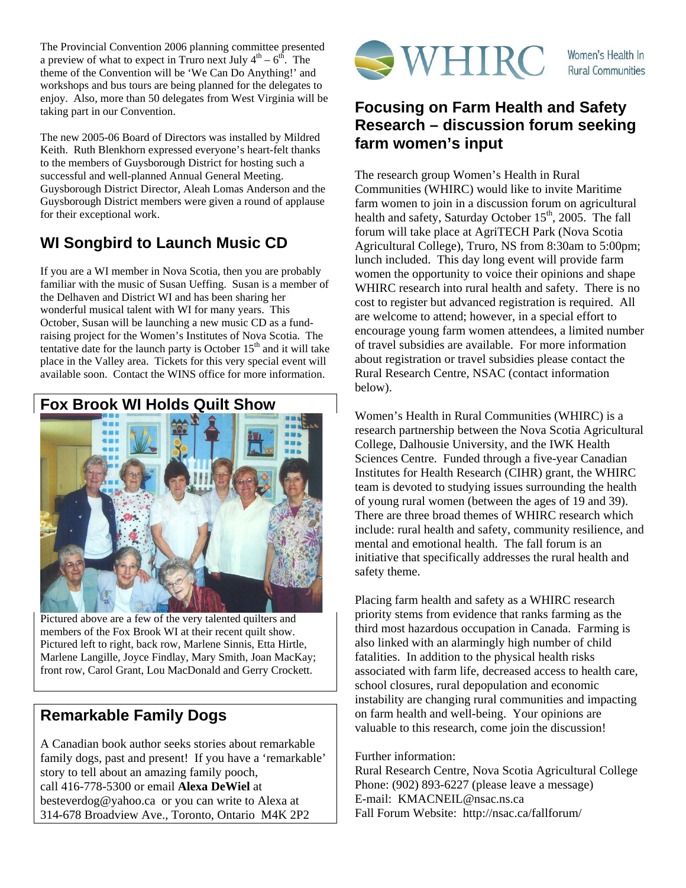The Provincial Convention 2006 planning committee presented a preview of what to expect in Truro next July 4th – 6th. The theme of the Convention will be 'We Can Do Anything!' and workshops and bus tours are being planned for the delegates to enjoy. Also, more than 50 delegates from West Virginia will be taking part in our Convention.

The new 2005-06 Board of Directors was installed by Mildred Keith. Ruth Blenkhorn expressed everyone's heart-felt thanks to the members of Guysborough District for hosting such a successful and well-planned Annual General Meeting. Guysborough District Director, Aleah Lomas Anderson and the Guysborough District members were given a round of applause for their exceptional work.

## WI Songbird to Launch Music CD

If you are a WI member in Nova Scotia, then you are probably familiar with the music of Susan Ueffing. Susan is a member of the Delhaven and District WI and has been sharing her wonderful musical talent with WI for many years. This October, Susan will be launching a new music CD as a fund-raising project for the Women's Institutes of Nova Scotia. The tentative date for the launch party is October 15th and it will take place in the Valley area. Tickets for this very special event will available soon. Contact the WINS office for more information.

## Fox Brook WI Holds Quilt Show

Pictured above are a few of the very talented quilters and members of the Fox Brook WI at their recent quilt show. Pictured left to right, back row, Marlene Sinnis, Etta Hirtle, Marlene Langille, Joyce Findlay, Mary Smith, Joan MacKay; front row, Carol Grant, Lou MacDonald and Gerry Crockett.

## Remarkable Family Dogs

A Canadian book author seeks stories about remarkable family dogs, past and present! If you have a 'remarkable' story to tell about an amazing family pooch, call 416-778-5300 or email **Alexa DeWiel** at besteverdog@yahoo.ca or you can write to Alexa at 314-678 Broadview Ave., Toronto, Ontario M4K 2P2

WHIRC Women's Health In Rural Communities

## Focusing on Farm Health and Safety Research – discussion forum seeking farm women's input

The research group Women's Health in Rural Communities (WHIRC) would like to invite Maritime farm women to join in a discussion forum on agricultural health and safety, Saturday October 15th, 2005. The fall forum will take place at AgriTECH Park (Nova Scotia Agricultural College), Truro, NS from 8:30am to 5:00pm; lunch included. This day long event will provide farm women the opportunity to voice their opinions and shape WHIRC research into rural health and safety. There is no cost to register but advanced registration is required. All are welcome to attend; however, in a special effort to encourage young farm women attendees, a limited number of travel subsidies are available. For more information about registration or travel subsidies please contact the Rural Research Centre, NSAC (contact information below).

Women's Health in Rural Communities (WHIRC) is a research partnership between the Nova Scotia Agricultural College, Dalhousie University, and the IWK Health Sciences Centre. Funded through a five-year Canadian Institutes for Health Research (CIHR) grant, the WHIRC team is devoted to studying issues surrounding the health of young rural women (between the ages of 19 and 39). There are three broad themes of WHIRC research which include: rural health and safety, community resilience, and mental and emotional health. The fall forum is an initiative that specifically addresses the rural health and safety theme.

Placing farm health and safety as a WHIRC research priority stems from evidence that ranks farming as the third most hazardous occupation in Canada. Farming is also linked with an alarmingly high number of child fatalities. In addition to the physical health risks associated with farm life, decreased access to health care, school closures, rural depopulation and economic instability are changing rural communities and impacting on farm health and well-being. Your opinions are valuable to this research, come join the discussion!

Further information:
Rural Research Centre, Nova Scotia Agricultural College
Phone: (902) 893-6227 (please leave a message)
E-mail: KMACNEIL@nsac.ns.ca
Fall Forum Website: http://nsac.ca/fallforum/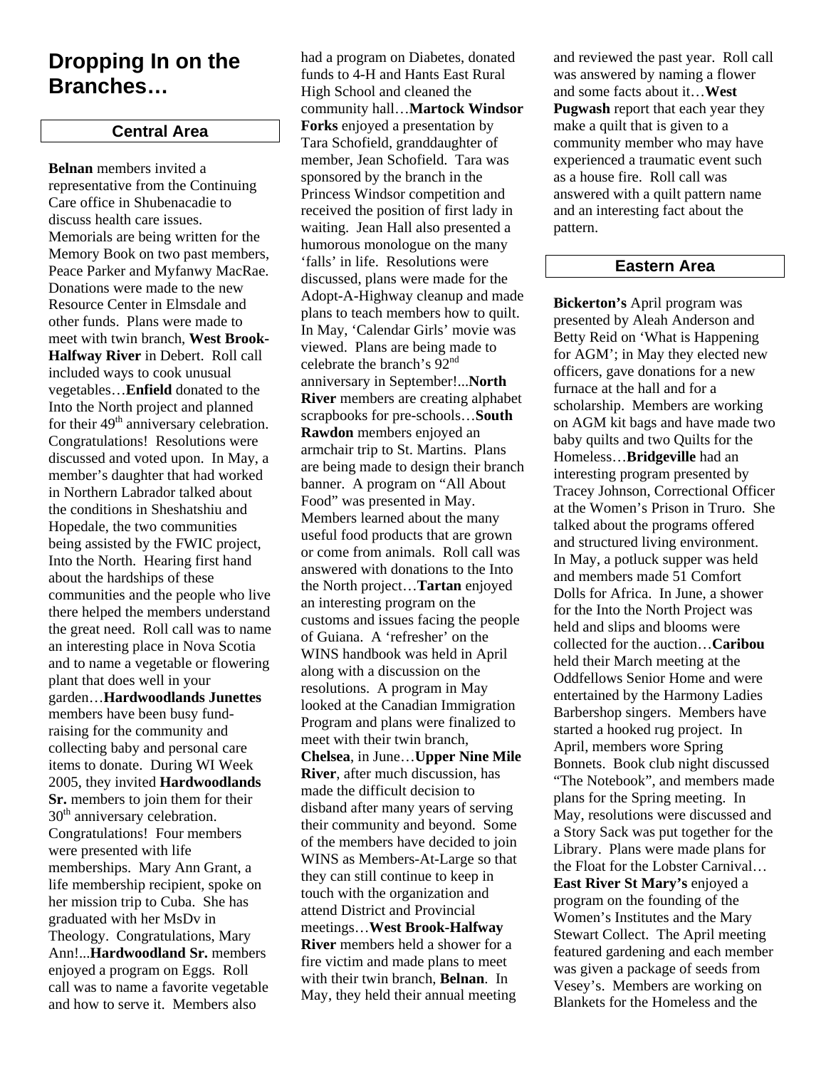# Dropping In on the Branches…

## Central Area

**Belnan** members invited a representative from the Continuing Care office in Shubenacadie to discuss health care issues. Memorials are being written for the Memory Book on two past members, Peace Parker and Myfanwy MacRae. Donations were made to the new Resource Center in Elmsdale and other funds. Plans were made to meet with twin branch, **West Brook-Halfway River** in Debert. Roll call included ways to cook unusual vegetables…**Enfield** donated to the Into the North project and planned for their 49th anniversary celebration. Congratulations! Resolutions were discussed and voted upon. In May, a member's daughter that had worked in Northern Labrador talked about the conditions in Sheshatshiu and Hopedale, the two communities being assisted by the FWIC project, Into the North. Hearing first hand about the hardships of these communities and the people who live there helped the members understand the great need. Roll call was to name an interesting place in Nova Scotia and to name a vegetable or flowering plant that does well in your garden…**Hardwoodlands Junettes** members have been busy fund-raising for the community and collecting baby and personal care items to donate. During WI Week 2005, they invited **Hardwoodlands Sr.** members to join them for their 30th anniversary celebration. Congratulations! Four members were presented with life memberships. Mary Ann Grant, a life membership recipient, spoke on her mission trip to Cuba. She has graduated with her MsDv in Theology. Congratulations, Mary Ann!...**Hardwoodland Sr.** members enjoyed a program on Eggs. Roll call was to name a favorite vegetable and how to serve it. Members also had a program on Diabetes, donated funds to 4-H and Hants East Rural High School and cleaned the community hall…**Martock Windsor Forks** enjoyed a presentation by Tara Schofield, granddaughter of member, Jean Schofield. Tara was sponsored by the branch in the Princess Windsor competition and received the position of first lady in waiting. Jean Hall also presented a humorous monologue on the many 'falls' in life. Resolutions were discussed, plans were made for the Adopt-A-Highway cleanup and made plans to teach members how to quilt. In May, 'Calendar Girls' movie was viewed. Plans are being made to celebrate the branch's 92nd anniversary in September!...**North River** members are creating alphabet scrapbooks for pre-schools…**South Rawdon** members enjoyed an armchair trip to St. Martins. Plans are being made to design their branch banner. A program on "All About Food" was presented in May. Members learned about the many useful food products that are grown or come from animals. Roll call was answered with donations to the Into the North project…**Tartan** enjoyed an interesting program on the customs and issues facing the people of Guiana. A 'refresher' on the WINS handbook was held in April along with a discussion on the resolutions. A program in May looked at the Canadian Immigration Program and plans were finalized to meet with their twin branch, **Chelsea**, in June…**Upper Nine Mile River**, after much discussion, has made the difficult decision to disband after many years of serving their community and beyond. Some of the members have decided to join WINS as Members-At-Large so that they can still continue to keep in touch with the organization and attend District and Provincial meetings…**West Brook-Halfway River** members held a shower for a fire victim and made plans to meet with their twin branch, **Belnan**. In May, they held their annual meeting and reviewed the past year. Roll call was answered by naming a flower and some facts about it…**West Pugwash** report that each year they make a quilt that is given to a community member who may have experienced a traumatic event such as a house fire. Roll call was answered with a quilt pattern name and an interesting fact about the pattern.

## Eastern Area

**Bickerton's** April program was presented by Aleah Anderson and Betty Reid on 'What is Happening for AGM'; in May they elected new officers, gave donations for a new furnace at the hall and for a scholarship. Members are working on AGM kit bags and have made two baby quilts and two Quilts for the Homeless…**Bridgeville** had an interesting program presented by Tracey Johnson, Correctional Officer at the Women's Prison in Truro. She talked about the programs offered and structured living environment. In May, a potluck supper was held and members made 51 Comfort Dolls for Africa. In June, a shower for the Into the North Project was held and slips and blooms were collected for the auction…**Caribou** held their March meeting at the Oddfellows Senior Home and were entertained by the Harmony Ladies Barbershop singers. Members have started a hooked rug project. In April, members wore Spring Bonnets. Book club night discussed "The Notebook", and members made plans for the Spring meeting. In May, resolutions were discussed and a Story Sack was put together for the Library. Plans were made plans for the Float for the Lobster Carnival…**East River St Mary's** enjoyed a program on the founding of the Women's Institutes and the Mary Stewart Collect. The April meeting featured gardening and each member was given a package of seeds from Vesey's. Members are working on Blankets for the Homeless and the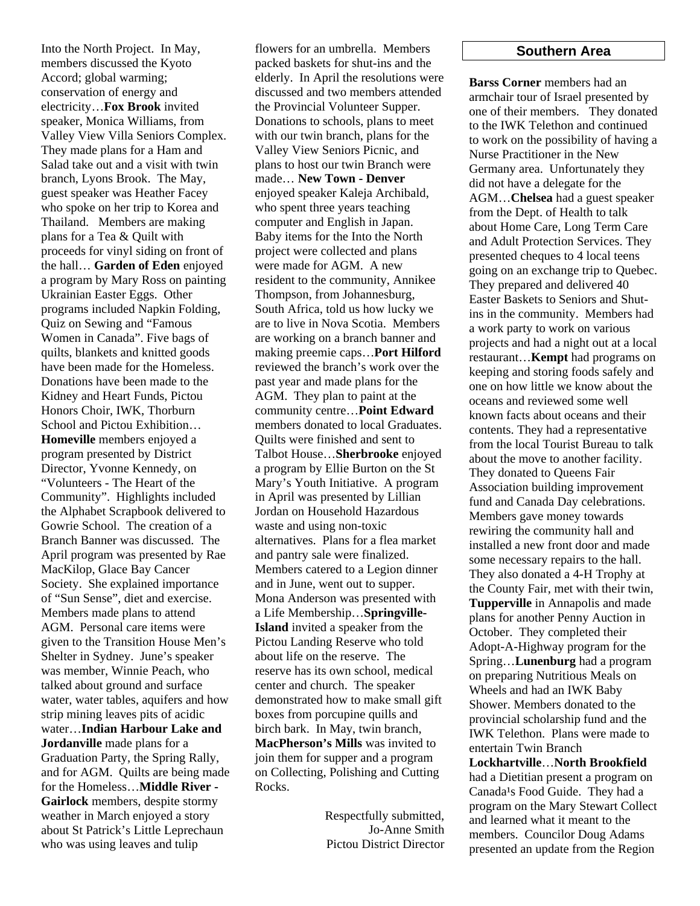Into the North Project. In May, members discussed the Kyoto Accord; global warming; conservation of energy and electricity…**Fox Brook** invited speaker, Monica Williams, from Valley View Villa Seniors Complex. They made plans for a Ham and Salad take out and a visit with twin branch, Lyons Brook. The May, guest speaker was Heather Facey who spoke on her trip to Korea and Thailand. Members are making plans for a Tea & Quilt with proceeds for vinyl siding on front of the hall… **Garden of Eden** enjoyed a program by Mary Ross on painting Ukrainian Easter Eggs. Other programs included Napkin Folding, Quiz on Sewing and "Famous Women in Canada". Five bags of quilts, blankets and knitted goods have been made for the Homeless. Donations have been made to the Kidney and Heart Funds, Pictou Honors Choir, IWK, Thorburn School and Pictou Exhibition… **Homeville** members enjoyed a program presented by District Director, Yvonne Kennedy, on "Volunteers - The Heart of the Community". Highlights included the Alphabet Scrapbook delivered to Gowrie School. The creation of a Branch Banner was discussed. The April program was presented by Rae MacKilop, Glace Bay Cancer Society. She explained importance of "Sun Sense", diet and exercise. Members made plans to attend AGM. Personal care items were given to the Transition House Men's Shelter in Sydney. June's speaker was member, Winnie Peach, who talked about ground and surface water, water tables, aquifers and how strip mining leaves pits of acidic water…**Indian Harbour Lake and Jordanville** made plans for a Graduation Party, the Spring Rally, and for AGM. Quilts are being made for the Homeless…**Middle River - Gairlock** members, despite stormy weather in March enjoyed a story about St Patrick's Little Leprechaun who was using leaves and tulip flowers for an umbrella. Members packed baskets for shut-ins and the elderly. In April the resolutions were discussed and two members attended the Provincial Volunteer Supper. Donations to schools, plans to meet with our twin branch, plans for the Valley View Seniors Picnic, and plans to host our twin Branch were made… **New Town - Denver** enjoyed speaker Kaleja Archibald, who spent three years teaching computer and English in Japan. Baby items for the Into the North project were collected and plans were made for AGM. A new resident to the community, Annikee Thompson, from Johannesburg, South Africa, told us how lucky we are to live in Nova Scotia. Members are working on a branch banner and making preemie caps…**Port Hilford** reviewed the branch's work over the past year and made plans for the AGM. They plan to paint at the community centre…**Point Edward** members donated to local Graduates. Quilts were finished and sent to Talbot House…**Sherbrooke** enjoyed a program by Ellie Burton on the St Mary's Youth Initiative. A program in April was presented by Lillian Jordan on Household Hazardous waste and using non-toxic alternatives. Plans for a flea market and pantry sale were finalized. Members catered to a Legion dinner and in June, went out to supper. Mona Anderson was presented with a Life Membership…**Springville-Island** invited a speaker from the Pictou Landing Reserve who told about life on the reserve. The reserve has its own school, medical center and church. The speaker demonstrated how to make small gift boxes from porcupine quills and birch bark. In May, twin branch, **MacPherson's Mills** was invited to join them for supper and a program on Collecting, Polishing and Cutting Rocks.

Respectfully submitted,
Jo-Anne Smith
Pictou District Director

## Southern Area

**Barss Corner** members had an armchair tour of Israel presented by one of their members. They donated to the IWK Telethon and continued to work on the possibility of having a Nurse Practitioner in the New Germany area. Unfortunately they did not have a delegate for the AGM…**Chelsea** had a guest speaker from the Dept. of Health to talk about Home Care, Long Term Care and Adult Protection Services. They presented cheques to 4 local teens going on an exchange trip to Quebec. They prepared and delivered 40 Easter Baskets to Seniors and Shut-ins in the community. Members had a work party to work on various projects and had a night out at a local restaurant…**Kempt** had programs on keeping and storing foods safely and one on how little we know about the oceans and reviewed some well known facts about oceans and their contents. They had a representative from the local Tourist Bureau to talk about the move to another facility. They donated to Queens Fair Association building improvement fund and Canada Day celebrations. Members gave money towards rewiring the community hall and installed a new front door and made some necessary repairs to the hall. They also donated a 4-H Trophy at the County Fair, met with their twin, **Tupperville** in Annapolis and made plans for another Penny Auction in October. They completed their Adopt-A-Highway program for the Spring…**Lunenburg** had a program on preparing Nutritious Meals on Wheels and had an IWK Baby Shower. Members donated to the provincial scholarship fund and the IWK Telethon. Plans were made to entertain Twin Branch **Lockhartville**…**North Brookfield** had a Dietitian present a program on Canada¹s Food Guide. They had a program on the Mary Stewart Collect and learned what it meant to the members. Councilor Doug Adams presented an update from the Region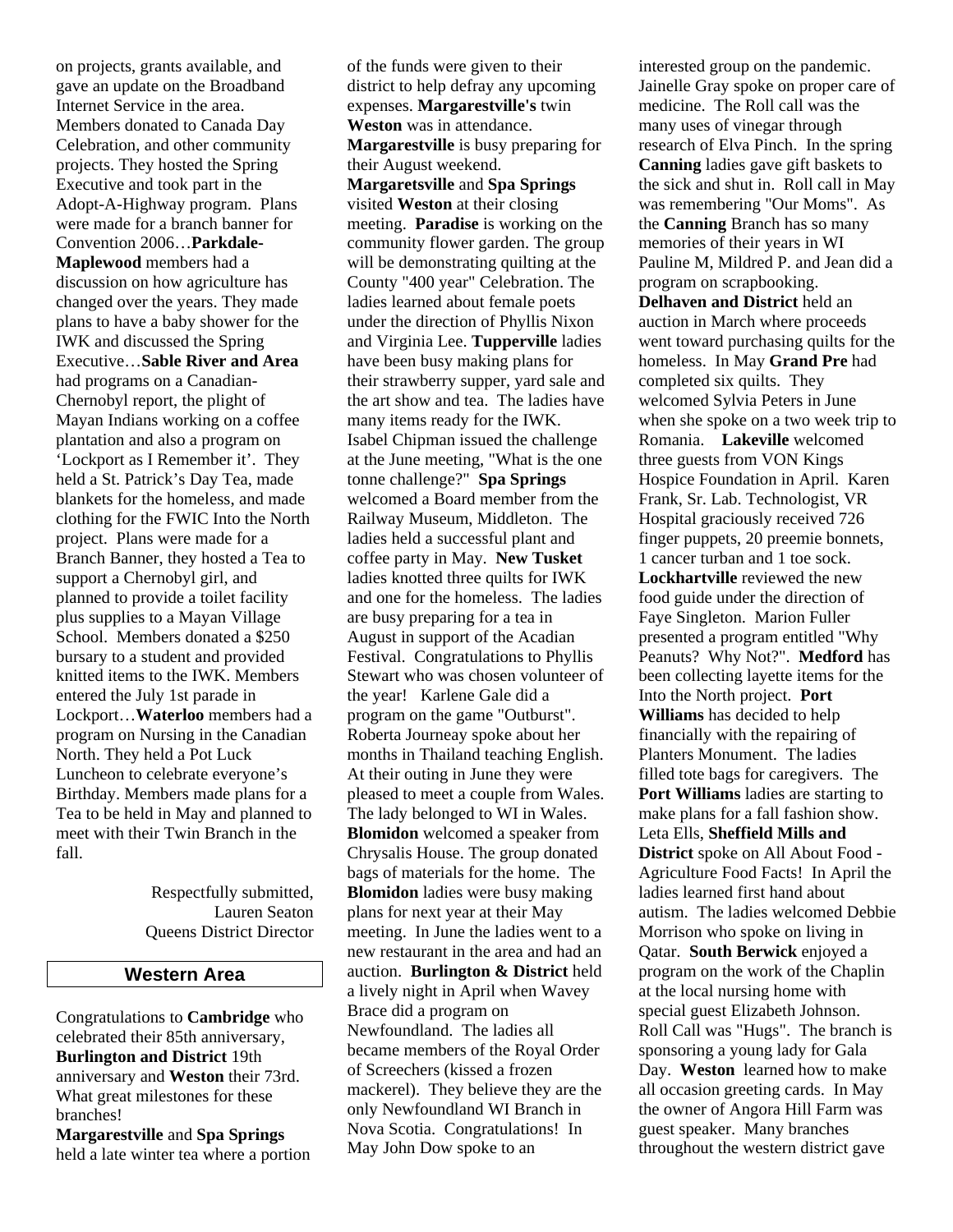on projects, grants available, and gave an update on the Broadband Internet Service in the area. Members donated to Canada Day Celebration, and other community projects. They hosted the Spring Executive and took part in the Adopt-A-Highway program. Plans were made for a branch banner for Convention 2006…**Parkdale-Maplewood** members had a discussion on how agriculture has changed over the years. They made plans to have a baby shower for the IWK and discussed the Spring Executive…**Sable River and Area** had programs on a Canadian-Chernobyl report, the plight of Mayan Indians working on a coffee plantation and also a program on 'Lockport as I Remember it'. They held a St. Patrick's Day Tea, made blankets for the homeless, and made clothing for the FWIC Into the North project. Plans were made for a Branch Banner, they hosted a Tea to support a Chernobyl girl, and planned to provide a toilet facility plus supplies to a Mayan Village School. Members donated a $250 bursary to a student and provided knitted items to the IWK. Members entered the July 1st parade in Lockport…**Waterloo** members had a program on Nursing in the Canadian North. They held a Pot Luck Luncheon to celebrate everyone's Birthday. Members made plans for a Tea to be held in May and planned to meet with their Twin Branch in the fall.

Respectfully submitted,
Lauren Seaton
Queens District Director

## Western Area

Congratulations to **Cambridge** who celebrated their 85th anniversary, **Burlington and District** 19th anniversary and **Weston** their 73rd. What great milestones for these branches!

**Margarestville** and **Spa Springs** held a late winter tea where a portion of the funds were given to their district to help defray any upcoming expenses. **Margarestville's** twin **Weston** was in attendance. **Margarestville** is busy preparing for their August weekend. **Margaretsville** and **Spa Springs** visited **Weston** at their closing meeting. **Paradise** is working on the community flower garden. The group will be demonstrating quilting at the County "400 year" Celebration. The ladies learned about female poets under the direction of Phyllis Nixon and Virginia Lee. **Tupperville** ladies have been busy making plans for their strawberry supper, yard sale and the art show and tea. The ladies have many items ready for the IWK. Isabel Chipman issued the challenge at the June meeting, "What is the one tonne challenge?" **Spa Springs** welcomed a Board member from the Railway Museum, Middleton. The ladies held a successful plant and coffee party in May. **New Tusket** ladies knotted three quilts for IWK and one for the homeless. The ladies are busy preparing for a tea in August in support of the Acadian Festival. Congratulations to Phyllis Stewart who was chosen volunteer of the year! Karlene Gale did a program on the game "Outburst". Roberta Journeay spoke about her months in Thailand teaching English. At their outing in June they were pleased to meet a couple from Wales. The lady belonged to WI in Wales. **Blomidon** welcomed a speaker from Chrysalis House. The group donated bags of materials for the home. The **Blomidon** ladies were busy making plans for next year at their May meeting. In June the ladies went to a new restaurant in the area and had an auction. **Burlington & District** held a lively night in April when Wavey Brace did a program on Newfoundland. The ladies all became members of the Royal Order of Screechers (kissed a frozen mackerel). They believe they are the only Newfoundland WI Branch in Nova Scotia. Congratulations! In May John Dow spoke to an interested group on the pandemic. Jainelle Gray spoke on proper care of medicine. The Roll call was the many uses of vinegar through research of Elva Pinch. In the spring **Canning** ladies gave gift baskets to the sick and shut in. Roll call in May was remembering "Our Moms". As the **Canning** Branch has so many memories of their years in WI Pauline M, Mildred P. and Jean did a program on scrapbooking. **Delhaven and District** held an auction in March where proceeds went toward purchasing quilts for the homeless. In May **Grand Pre** had completed six quilts. They welcomed Sylvia Peters in June when she spoke on a two week trip to Romania. **Lakeville** welcomed three guests from VON Kings Hospice Foundation in April. Karen Frank, Sr. Lab. Technologist, VR Hospital graciously received 726 finger puppets, 20 preemie bonnets, 1 cancer turban and 1 toe sock. **Lockhartville** reviewed the new food guide under the direction of Faye Singleton. Marion Fuller presented a program entitled "Why Peanuts? Why Not?". **Medford** has been collecting layette items for the Into the North project. **Port Williams** has decided to help financially with the repairing of Planters Monument. The ladies filled tote bags for caregivers. The **Port Williams** ladies are starting to make plans for a fall fashion show. Leta Ells, **Sheffield Mills and District** spoke on All About Food - Agriculture Food Facts! In April the ladies learned first hand about autism. The ladies welcomed Debbie Morrison who spoke on living in Qatar. **South Berwick** enjoyed a program on the work of the Chaplin at the local nursing home with special guest Elizabeth Johnson. Roll Call was "Hugs". The branch is sponsoring a young lady for Gala Day. **Weston** learned how to make all occasion greeting cards. In May the owner of Angora Hill Farm was guest speaker. Many branches throughout the western district gave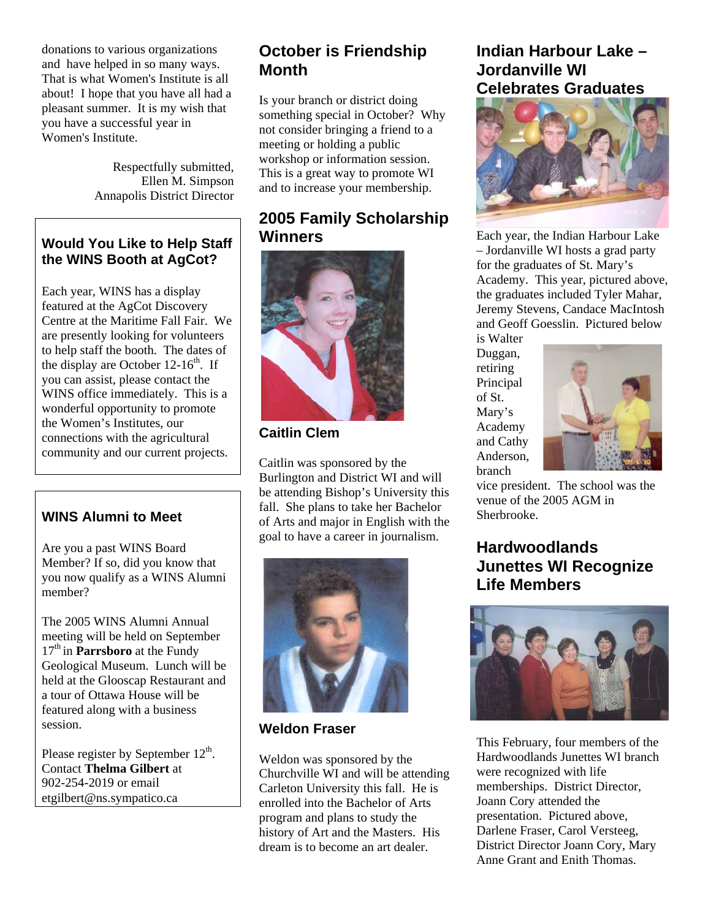donations to various organizations and have helped in so many ways. That is what Women's Institute is all about! I hope that you have all had a pleasant summer. It is my wish that you have a successful year in Women's Institute.

Respectfully submitted,
Ellen M. Simpson
Annapolis District Director

### Would You Like to Help Staff the WINS Booth at AgCot?

Each year, WINS has a display featured at the AgCot Discovery Centre at the Maritime Fall Fair. We are presently looking for volunteers to help staff the booth. The dates of the display are October 12-16th. If you can assist, please contact the WINS office immediately. This is a wonderful opportunity to promote the Women's Institutes, our connections with the agricultural community and our current projects.

### WINS Alumni to Meet

Are you a past WINS Board Member? If so, did you know that you now qualify as a WINS Alumni member?

The 2005 WINS Alumni Annual meeting will be held on September 17th in **Parrsboro** at the Fundy Geological Museum. Lunch will be held at the Glooscap Restaurant and a tour of Ottawa House will be featured along with a business session.

Please register by September 12th. Contact **Thelma Gilbert** at 902-254-2019 or email etgilbert@ns.sympatico.ca

## October is Friendship Month

Is your branch or district doing something special in October? Why not consider bringing a friend to a meeting or holding a public workshop or information session. This is a great way to promote WI and to increase your membership.

## 2005 Family Scholarship Winners

### Caitlin Clem

Caitlin was sponsored by the Burlington and District WI and will be attending Bishop's University this fall. She plans to take her Bachelor of Arts and major in English with the goal to have a career in journalism.

### Weldon Fraser

Weldon was sponsored by the Churchville WI and will be attending Carleton University this fall. He is enrolled into the Bachelor of Arts program and plans to study the history of Art and the Masters. His dream is to become an art dealer.

## Indian Harbour Lake – Jordanville WI Celebrates Graduates

Each year, the Indian Harbour Lake – Jordanville WI hosts a grad party for the graduates of St. Mary's Academy. This year, pictured above, the graduates included Tyler Mahar, Jeremy Stevens, Candace MacIntosh and Geoff Goesslin. Pictured below is Walter Duggan, retiring Principal of St. Mary's Academy and Cathy Anderson, branch vice president. The school was the venue of the 2005 AGM in Sherbrooke.

## Hardwoodlands Junettes WI Recognize Life Members

This February, four members of the Hardwoodlands Junettes WI branch were recognized with life memberships. District Director, Joann Cory attended the presentation. Pictured above, Darlene Fraser, Carol Versteeg, District Director Joann Cory, Mary Anne Grant and Enith Thomas.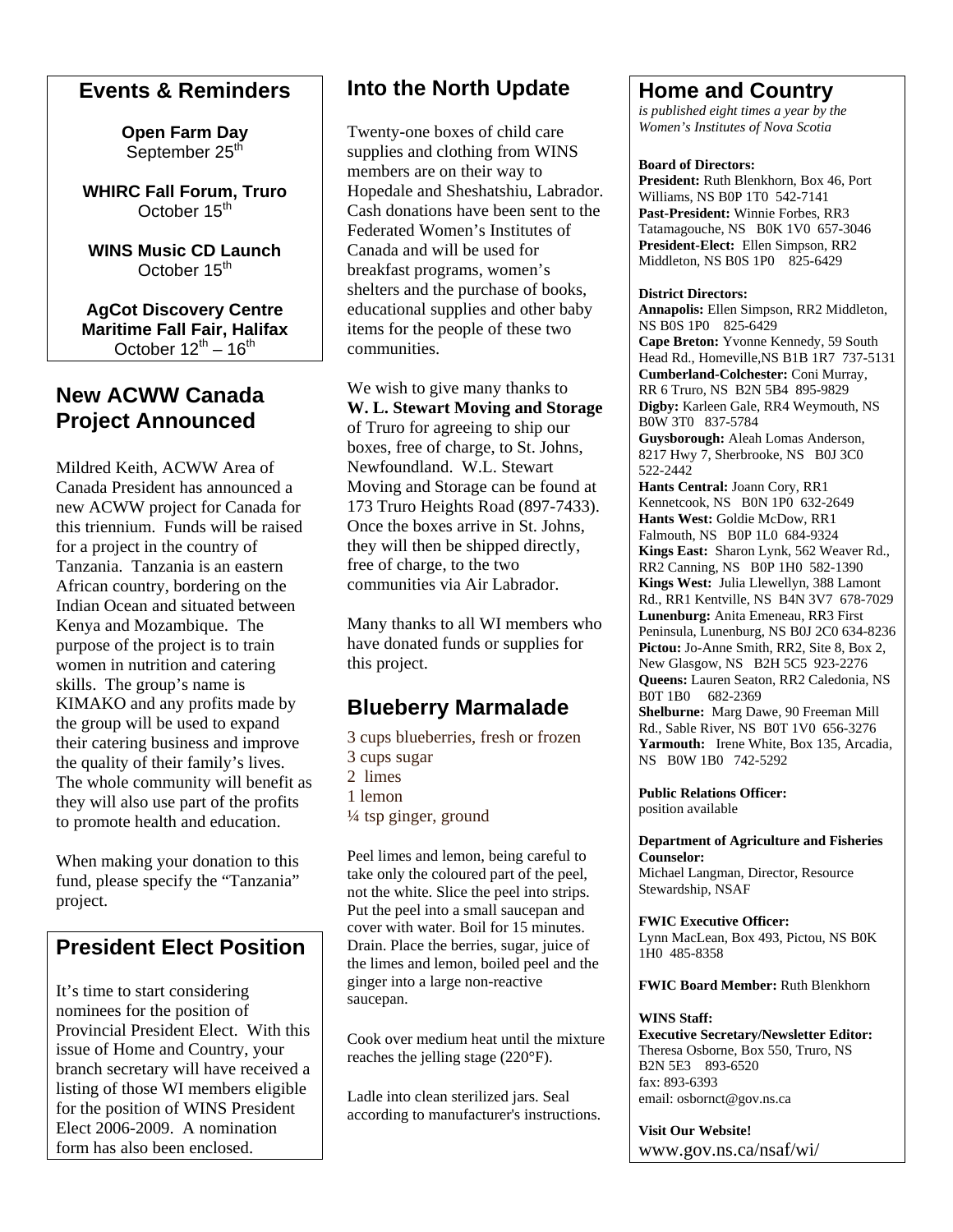## Events & Reminders

**Open Farm Day**
September 25th

**WHIRC Fall Forum, Truro**
October 15th

**WINS Music CD Launch**
October 15th

**AgCot Discovery Centre Maritime Fall Fair, Halifax**
October 12th – 16th

## New ACWW Canada Project Announced

Mildred Keith, ACWW Area of Canada President has announced a new ACWW project for Canada for this triennium. Funds will be raised for a project in the country of Tanzania. Tanzania is an eastern African country, bordering on the Indian Ocean and situated between Kenya and Mozambique. The purpose of the project is to train women in nutrition and catering skills. The group's name is KIMAKO and any profits made by the group will be used to expand their catering business and improve the quality of their family's lives. The whole community will benefit as they will also use part of the profits to promote health and education.

When making your donation to this fund, please specify the "Tanzania" project.

## President Elect Position

It's time to start considering nominees for the position of Provincial President Elect. With this issue of Home and Country, your branch secretary will have received a listing of those WI members eligible for the position of WINS President Elect 2006-2009. A nomination form has also been enclosed.

## Into the North Update

Twenty-one boxes of child care supplies and clothing from WINS members are on their way to Hopedale and Sheshatshiu, Labrador. Cash donations have been sent to the Federated Women's Institutes of Canada and will be used for breakfast programs, women's shelters and the purchase of books, educational supplies and other baby items for the people of these two communities.

We wish to give many thanks to **W. L. Stewart Moving and Storage** of Truro for agreeing to ship our boxes, free of charge, to St. Johns, Newfoundland. W.L. Stewart Moving and Storage can be found at 173 Truro Heights Road (897-7433). Once the boxes arrive in St. Johns, they will then be shipped directly, free of charge, to the two communities via Air Labrador.

Many thanks to all WI members who have donated funds or supplies for this project.

## Blueberry Marmalade

3 cups blueberries, fresh or frozen
3 cups sugar
2 limes
1 lemon
¼ tsp ginger, ground

Peel limes and lemon, being careful to take only the coloured part of the peel, not the white. Slice the peel into strips. Put the peel into a small saucepan and cover with water. Boil for 15 minutes. Drain. Place the berries, sugar, juice of the limes and lemon, boiled peel and the ginger into a large non-reactive saucepan.

Cook over medium heat until the mixture reaches the jelling stage (220°F).

Ladle into clean sterilized jars. Seal according to manufacturer's instructions.

## Home and Country

*is published eight times a year by the Women's Institutes of Nova Scotia*

**Board of Directors:**
**President:** Ruth Blenkhorn, Box 46, Port Williams, NS B0P 1T0 542-7141
**Past-President:** Winnie Forbes, RR3 Tatamagouche, NS B0K 1V0 657-3046
**President-Elect:** Ellen Simpson, RR2 Middleton, NS B0S 1P0 825-6429

**District Directors:**
**Annapolis:** Ellen Simpson, RR2 Middleton, NS B0S 1P0 825-6429
**Cape Breton:** Yvonne Kennedy, 59 South Head Rd., Homeville,NS B1B 1R7 737-5131
**Cumberland-Colchester:** Coni Murray, RR 6 Truro, NS B2N 5B4 895-9829
**Digby:** Karleen Gale, RR4 Weymouth, NS B0W 3T0 837-5784
**Guysborough:** Aleah Lomas Anderson, 8217 Hwy 7, Sherbrooke, NS B0J 3C0 522-2442
**Hants Central:** Joann Cory, RR1 Kennetcook, NS B0N 1P0 632-2649
**Hants West:** Goldie McDow, RR1 Falmouth, NS B0P 1L0 684-9324
**Kings East:** Sharon Lynk, 562 Weaver Rd., RR2 Canning, NS B0P 1H0 582-1390
**Kings West:** Julia Llewellyn, 388 Lamont Rd., RR1 Kentville, NS B4N 3V7 678-7029
**Lunenburg:** Anita Emeneau, RR3 First Peninsula, Lunenburg, NS B0J 2C0 634-8236
**Pictou:** Jo-Anne Smith, RR2, Site 8, Box 2, New Glasgow, NS B2H 5C5 923-2276
**Queens:** Lauren Seaton, RR2 Caledonia, NS B0T 1B0 682-2369
**Shelburne:** Marg Dawe, 90 Freeman Mill Rd., Sable River, NS B0T 1V0 656-3276
**Yarmouth:** Irene White, Box 135, Arcadia, NS B0W 1B0 742-5292

**Public Relations Officer:**
position available

**Department of Agriculture and Fisheries Counselor:**
Michael Langman, Director, Resource Stewardship, NSAF

**FWIC Executive Officer:**
Lynn MacLean, Box 493, Pictou, NS B0K 1H0 485-8358

**FWIC Board Member:** Ruth Blenkhorn

**WINS Staff:**
**Executive Secretary/Newsletter Editor:**
Theresa Osborne, Box 550, Truro, NS B2N 5E3 893-6520
fax: 893-6393
email: osbornct@gov.ns.ca

**Visit Our Website!**
www.gov.ns.ca/nsaf/wi/